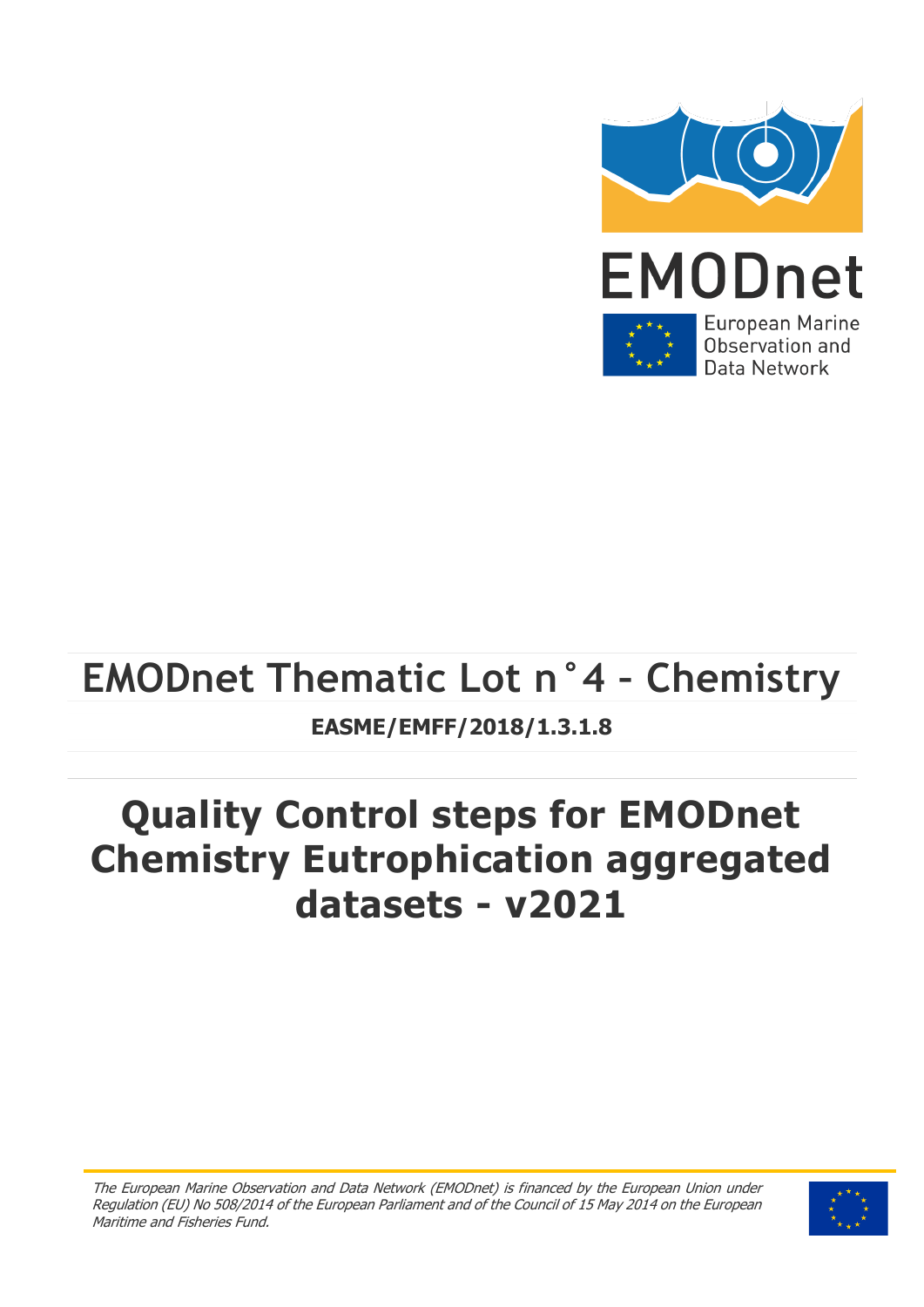EMODnet

European Marine Observation and Data Network

# EMODnet Thematic Lot n°4 - Chemistry

**EASME/EMFF/2018/1.3.1.8**

# Quality Control steps for EMODnet Chemistry Eutrophication aggregated datasets - v2021

*The European Marine Observation and Data Network (EMODnet) is financed by the European Union under Regulation (EU) No 508/2014 of the European Parliament and of the Council of 15 May 2014 on the European Maritime and Fisheries Fund.*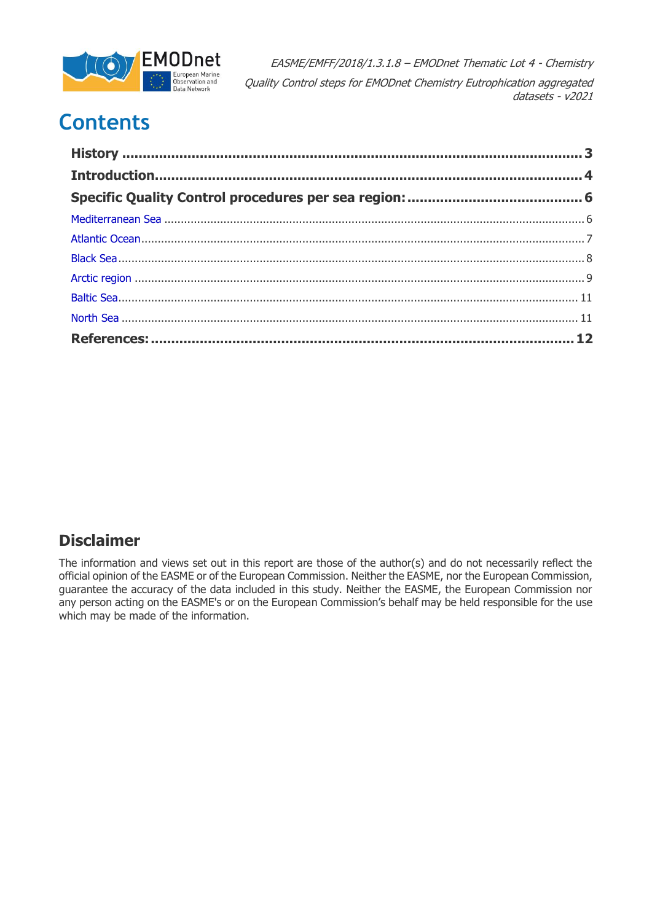# Contents

**History** ........................................................................................................ **3**

**Introduction** .................................................................................................. **4**

**Specific Quality Control procedures per sea region:** ........................................ **6**

Mediterranean Sea ........................................................................................... 6

Atlantic Ocean .................................................................................................. 7

Black Sea .......................................................................................................... 8

Arctic region ..................................................................................................... 9

Baltic Sea ......................................................................................................... 11

North Sea ........................................................................................................ 11

**References:** ................................................................................................... **12**

## Disclaimer

The information and views set out in this report are those of the author(s) and do not necessarily reflect the official opinion of the EASME or of the European Commission. Neither the EASME, nor the European Commission, guarantee the accuracy of the data included in this study. Neither the EASME, the European Commission nor any person acting on the EASME's or on the European Commission's behalf may be held responsible for the use which may be made of the information.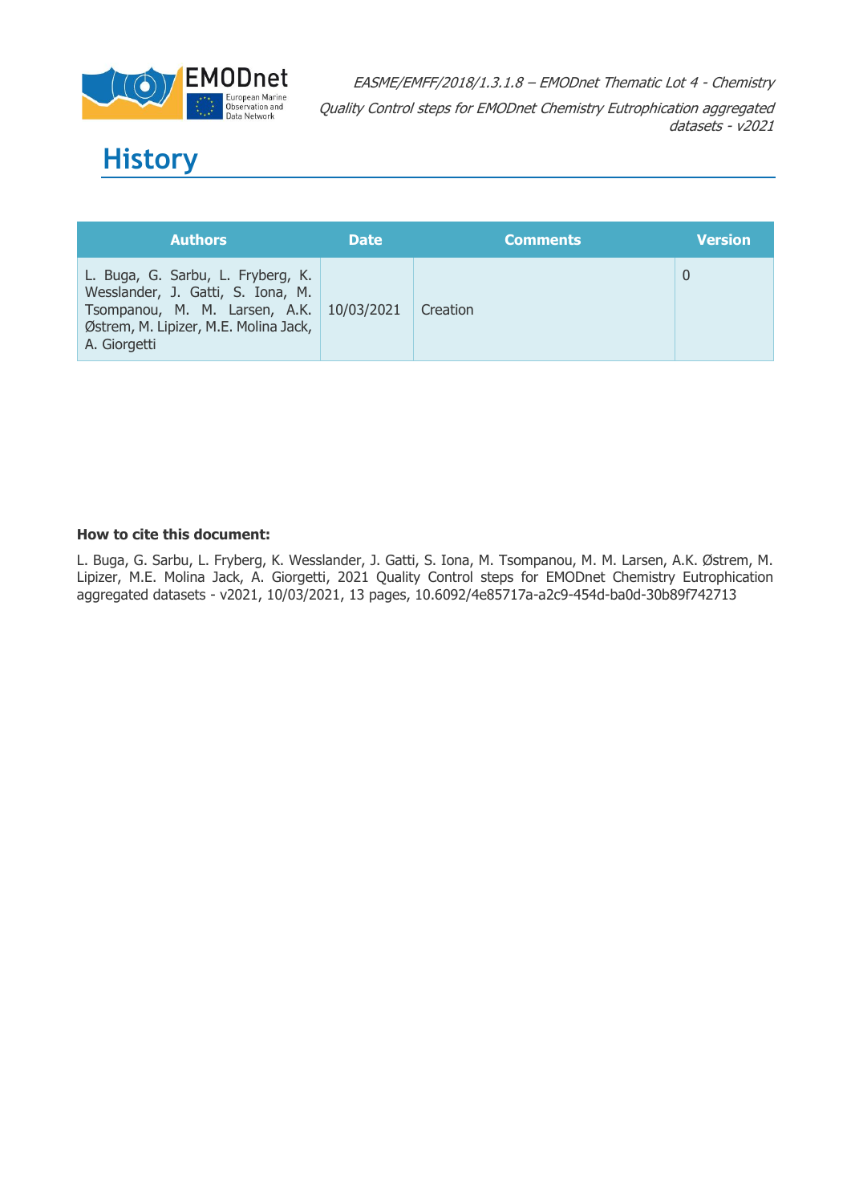# History

| Authors | Date | Comments | Version |
| --- | --- | --- | --- |
| L. Buga, G. Sarbu, L. Fryberg, K. Wesslander, J. Gatti, S. Iona, M. Tsompanou, M. M. Larsen, A.K. Østrem, M. Lipizer, M.E. Molina Jack, A. Giorgetti | 10/03/2021 | Creation | 0 |

**How to cite this document:**

L. Buga, G. Sarbu, L. Fryberg, K. Wesslander, J. Gatti, S. Iona, M. Tsompanou, M. M. Larsen, A.K. Østrem, M. Lipizer, M.E. Molina Jack, A. Giorgetti, 2021 Quality Control steps for EMODnet Chemistry Eutrophication aggregated datasets - v2021, 10/03/2021, 13 pages, 10.6092/4e85717a-a2c9-454d-ba0d-30b89f742713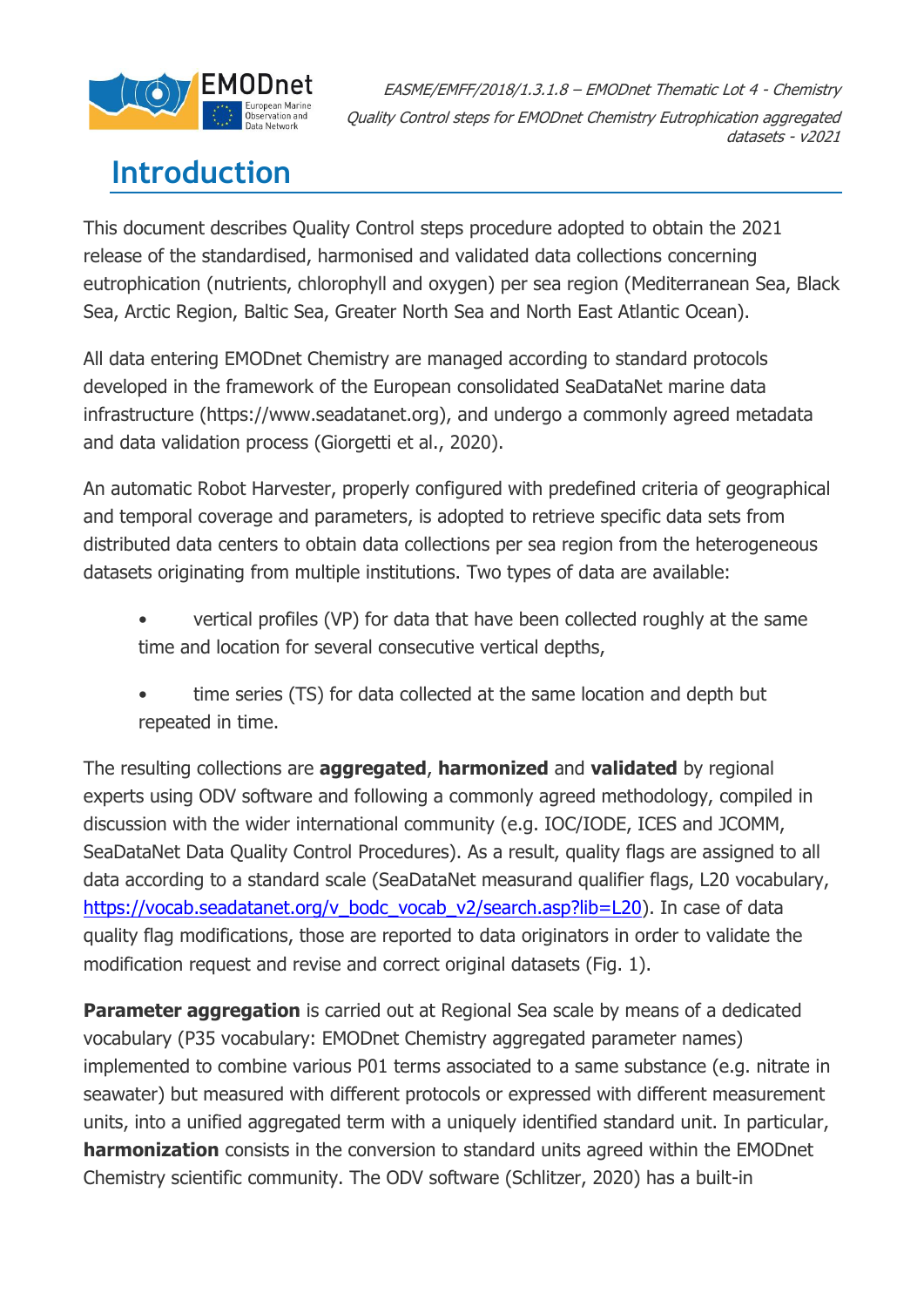# Introduction

This document describes Quality Control steps procedure adopted to obtain the 2021 release of the standardised, harmonised and validated data collections concerning eutrophication (nutrients, chlorophyll and oxygen) per sea region (Mediterranean Sea, Black Sea, Arctic Region, Baltic Sea, Greater North Sea and North East Atlantic Ocean).

All data entering EMODnet Chemistry are managed according to standard protocols developed in the framework of the European consolidated SeaDataNet marine data infrastructure (https://www.seadatanet.org), and undergo a commonly agreed metadata and data validation process (Giorgetti et al., 2020).

An automatic Robot Harvester, properly configured with predefined criteria of geographical and temporal coverage and parameters, is adopted to retrieve specific data sets from distributed data centers to obtain data collections per sea region from the heterogeneous datasets originating from multiple institutions. Two types of data are available:

- vertical profiles (VP) for data that have been collected roughly at the same time and location for several consecutive vertical depths,
- time series (TS) for data collected at the same location and depth but repeated in time.

The resulting collections are **aggregated**, **harmonized** and **validated** by regional experts using ODV software and following a commonly agreed methodology, compiled in discussion with the wider international community (e.g. IOC/IODE, ICES and JCOMM, SeaDataNet Data Quality Control Procedures). As a result, quality flags are assigned to all data according to a standard scale (SeaDataNet measurand qualifier flags, L20 vocabulary, https://vocab.seadatanet.org/v_bodc_vocab_v2/search.asp?lib=L20). In case of data quality flag modifications, those are reported to data originators in order to validate the modification request and revise and correct original datasets (Fig. 1).

**Parameter aggregation** is carried out at Regional Sea scale by means of a dedicated vocabulary (P35 vocabulary: EMODnet Chemistry aggregated parameter names) implemented to combine various P01 terms associated to a same substance (e.g. nitrate in seawater) but measured with different protocols or expressed with different measurement units, into a unified aggregated term with a uniquely identified standard unit. In particular, **harmonization** consists in the conversion to standard units agreed within the EMODnet Chemistry scientific community. The ODV software (Schlitzer, 2020) has a built-in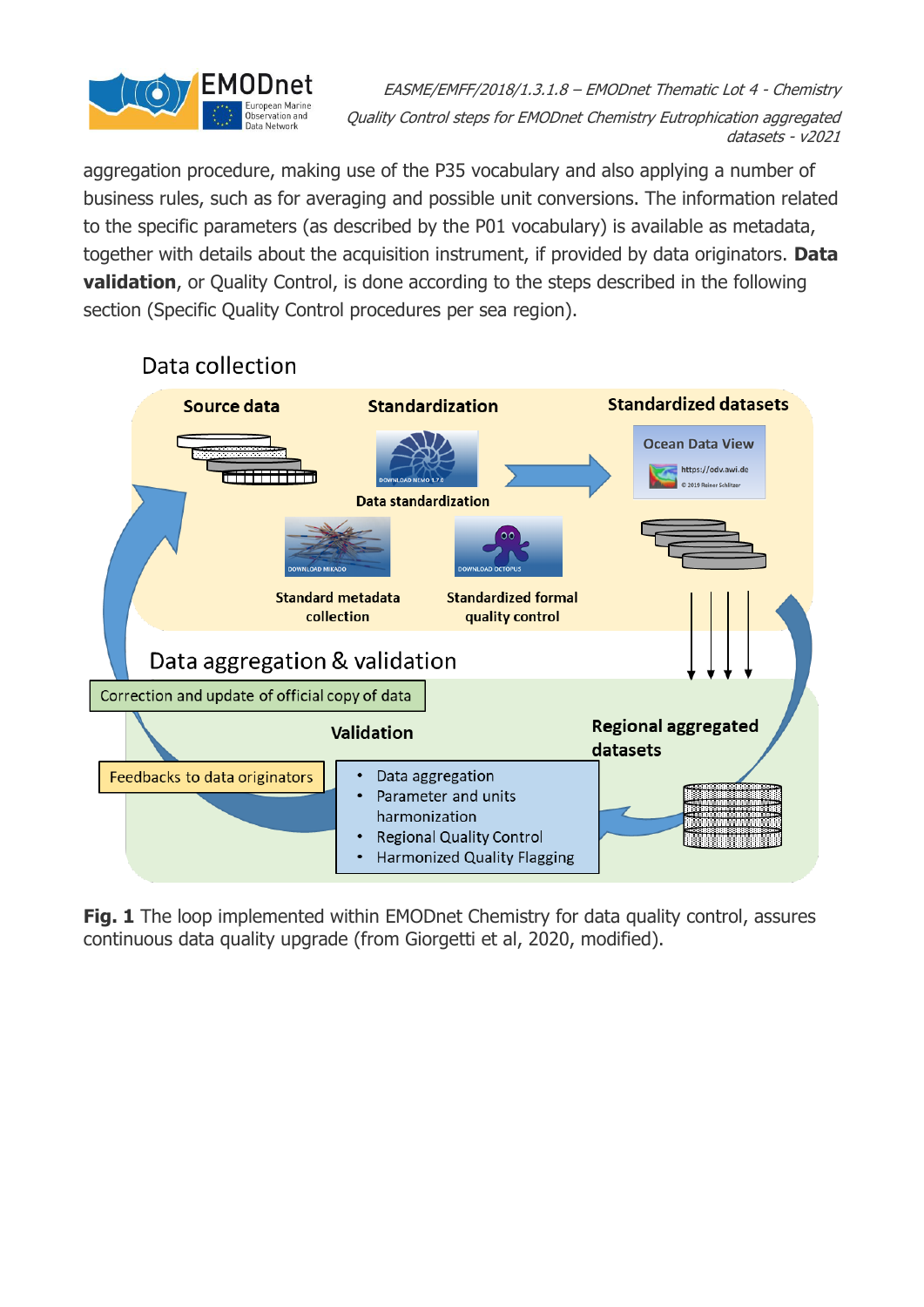aggregation procedure, making use of the P35 vocabulary and also applying a number of business rules, such as for averaging and possible unit conversions. The information related to the specific parameters (as described by the P01 vocabulary) is available as metadata, together with details about the acquisition instrument, if provided by data originators. **Data validation**, or Quality Control, is done according to the steps described in the following section (Specific Quality Control procedures per sea region).

Data collection

Source data

Standardization

Standardized datasets

Ocean Data View

https://odv.awi.de

Data standardization

Standard metadata collection

Standardized formal quality control

Data aggregation & validation

Correction and update of official copy of data

Validation

Regional aggregated datasets

Feedbacks to data originators

- Data aggregation
- Parameter and units harmonization
- Regional Quality Control
- Harmonized Quality Flagging

**Fig. 1** The loop implemented within EMODnet Chemistry for data quality control, assures continuous data quality upgrade (from Giorgetti et al, 2020, modified).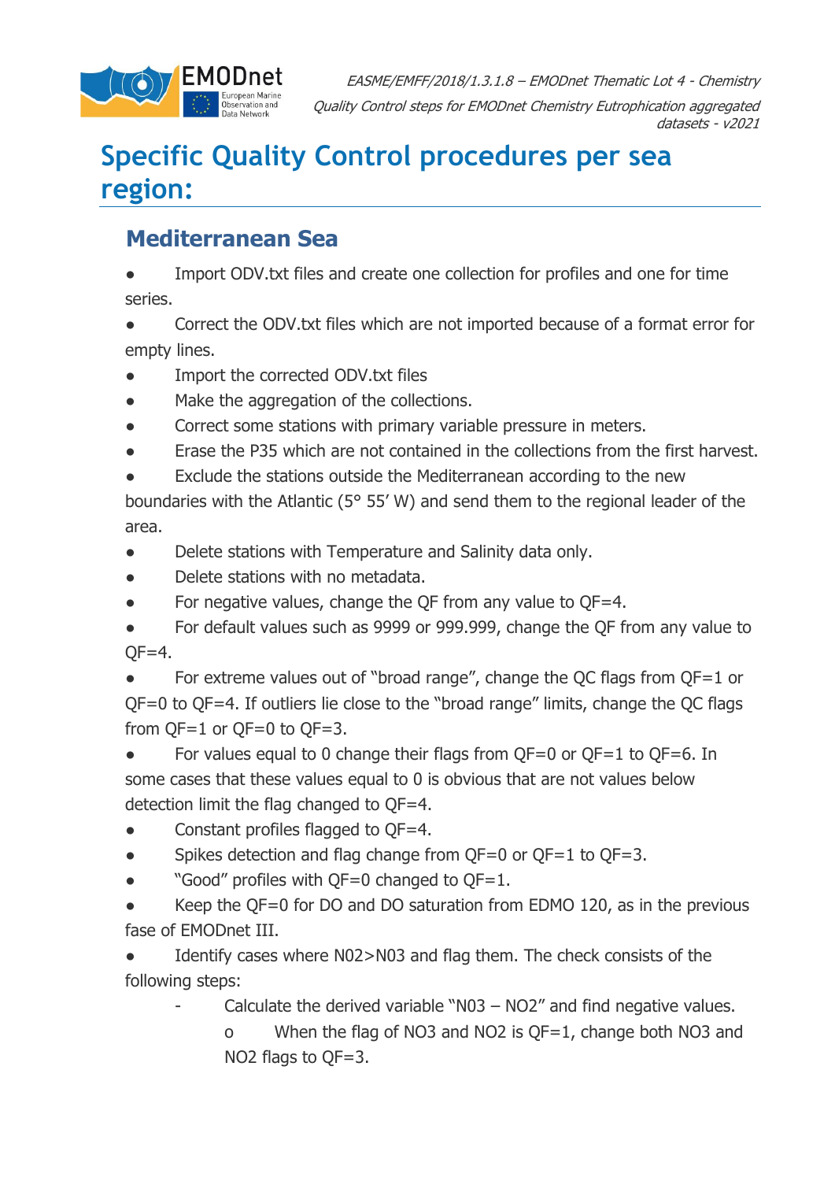# Specific Quality Control procedures per sea region:

## Mediterranean Sea

- Import ODV.txt files and create one collection for profiles and one for time series.
- Correct the ODV.txt files which are not imported because of a format error for empty lines.
- Import the corrected ODV.txt files
- Make the aggregation of the collections.
- Correct some stations with primary variable pressure in meters.
- Erase the P35 which are not contained in the collections from the first harvest.
- Exclude the stations outside the Mediterranean according to the new boundaries with the Atlantic (5° 55′ W) and send them to the regional leader of the area.
- Delete stations with Temperature and Salinity data only.
- Delete stations with no metadata.
- For negative values, change the QF from any value to QF=4.
- For default values such as 9999 or 999.999, change the QF from any value to QF=4.
- For extreme values out of "broad range", change the QC flags from QF=1 or QF=0 to QF=4. If outliers lie close to the "broad range" limits, change the QC flags from QF=1 or QF=0 to QF=3.
- For values equal to 0 change their flags from QF=0 or QF=1 to QF=6. In some cases that these values equal to 0 is obvious that are not values below detection limit the flag changed to QF=4.
- Constant profiles flagged to QF=4.
- Spikes detection and flag change from QF=0 or QF=1 to QF=3.
- "Good" profiles with QF=0 changed to QF=1.
- Keep the QF=0 for DO and DO saturation from EDMO 120, as in the previous fase of EMODnet III.
- Identify cases where N02>N03 and flag them. The check consists of the following steps:
  - Calculate the derived variable "N03 – NO2" and find negative values.
    - When the flag of NO3 and NO2 is QF=1, change both NO3 and NO2 flags to QF=3.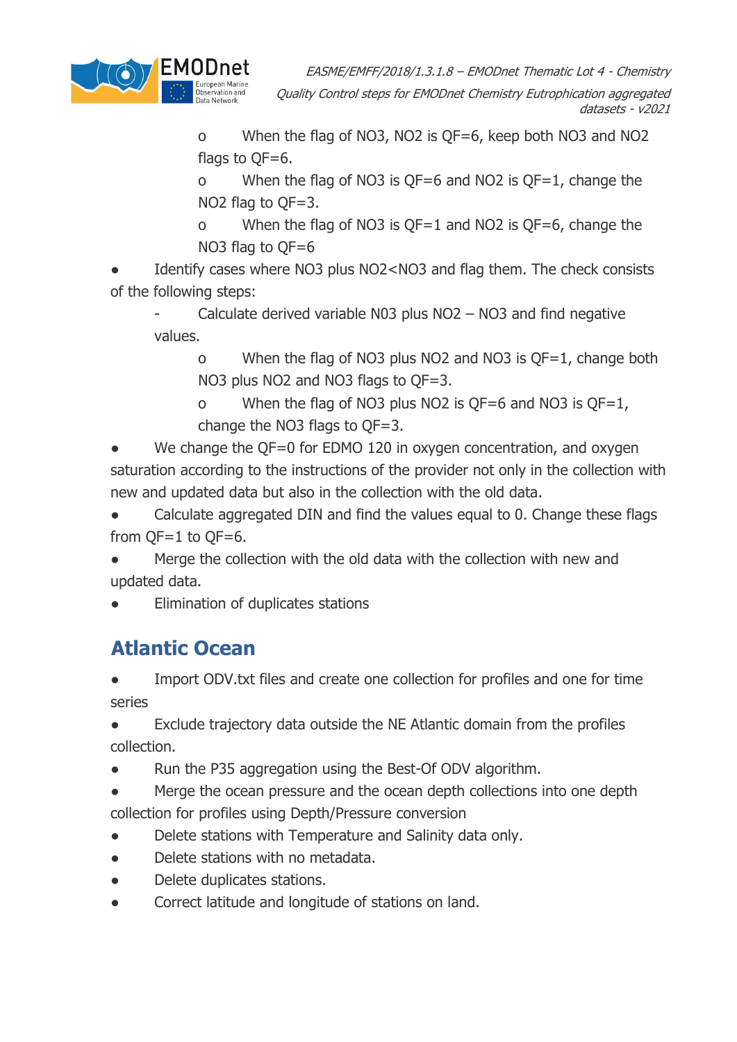- When the flag of NO3, NO2 is QF=6, keep both NO3 and NO2 flags to QF=6.
    - When the flag of NO3 is QF=6 and NO2 is QF=1, change the NO2 flag to QF=3.
    - When the flag of NO3 is QF=1 and NO2 is QF=6, change the NO3 flag to QF=6
- Identify cases where NO3 plus NO2<NO3 and flag them. The check consists of the following steps:
  - Calculate derived variable N03 plus NO2 – NO3 and find negative values.
    - When the flag of NO3 plus NO2 and NO3 is QF=1, change both NO3 plus NO2 and NO3 flags to QF=3.
    - When the flag of NO3 plus NO2 is QF=6 and NO3 is QF=1, change the NO3 flags to QF=3.
- We change the QF=0 for EDMO 120 in oxygen concentration, and oxygen saturation according to the instructions of the provider not only in the collection with new and updated data but also in the collection with the old data.
- Calculate aggregated DIN and find the values equal to 0. Change these flags from QF=1 to QF=6.
- Merge the collection with the old data with the collection with new and updated data.
- Elimination of duplicates stations

## Atlantic Ocean

- Import ODV.txt files and create one collection for profiles and one for time series
- Exclude trajectory data outside the NE Atlantic domain from the profiles collection.
- Run the P35 aggregation using the Best-Of ODV algorithm.
- Merge the ocean pressure and the ocean depth collections into one depth collection for profiles using Depth/Pressure conversion
- Delete stations with Temperature and Salinity data only.
- Delete stations with no metadata.
- Delete duplicates stations.
- Correct latitude and longitude of stations on land.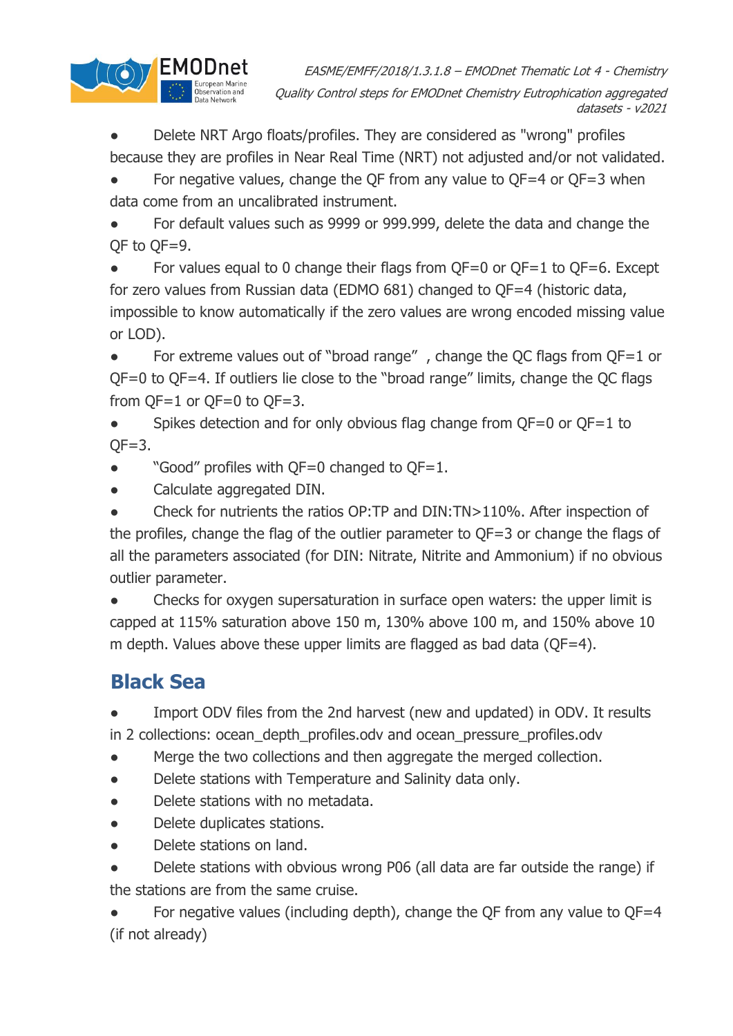- Delete NRT Argo floats/profiles. They are considered as "wrong" profiles because they are profiles in Near Real Time (NRT) not adjusted and/or not validated.
- For negative values, change the QF from any value to QF=4 or QF=3 when data come from an uncalibrated instrument.
- For default values such as 9999 or 999.999, delete the data and change the QF to QF=9.
- For values equal to 0 change their flags from QF=0 or QF=1 to QF=6. Except for zero values from Russian data (EDMO 681) changed to QF=4 (historic data, impossible to know automatically if the zero values are wrong encoded missing value or LOD).
- For extreme values out of “broad range” , change the QC flags from QF=1 or QF=0 to QF=4. If outliers lie close to the “broad range” limits, change the QC flags from QF=1 or QF=0 to QF=3.
- Spikes detection and for only obvious flag change from QF=0 or QF=1 to QF=3.
- “Good” profiles with QF=0 changed to QF=1.
- Calculate aggregated DIN.
- Check for nutrients the ratios OP:TP and DIN:TN>110%. After inspection of the profiles, change the flag of the outlier parameter to QF=3 or change the flags of all the parameters associated (for DIN: Nitrate, Nitrite and Ammonium) if no obvious outlier parameter.
- Checks for oxygen supersaturation in surface open waters: the upper limit is capped at 115% saturation above 150 m, 130% above 100 m, and 150% above 10 m depth. Values above these upper limits are flagged as bad data (QF=4).

## Black Sea

- Import ODV files from the 2nd harvest (new and updated) in ODV. It results in 2 collections: ocean_depth_profiles.odv and ocean_pressure_profiles.odv
- Merge the two collections and then aggregate the merged collection.
- Delete stations with Temperature and Salinity data only.
- Delete stations with no metadata.
- Delete duplicates stations.
- Delete stations on land.
- Delete stations with obvious wrong P06 (all data are far outside the range) if the stations are from the same cruise.
- For negative values (including depth), change the QF from any value to QF=4 (if not already)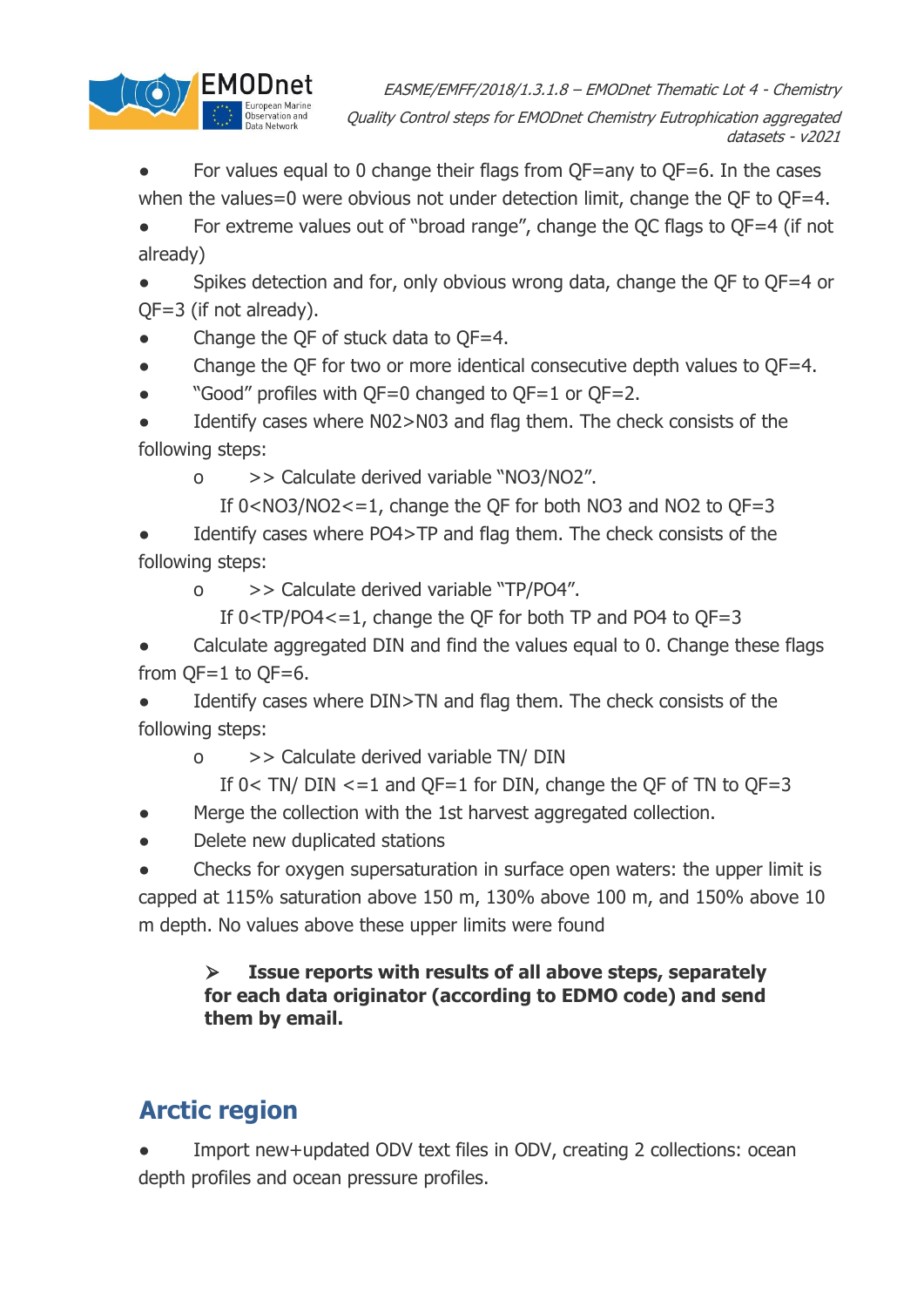- For values equal to 0 change their flags from QF=any to QF=6. In the cases when the values=0 were obvious not under detection limit, change the QF to QF=4.
- For extreme values out of "broad range", change the QC flags to QF=4 (if not already)
- Spikes detection and for, only obvious wrong data, change the QF to QF=4 or QF=3 (if not already).
- Change the QF of stuck data to QF=4.
- Change the QF for two or more identical consecutive depth values to QF=4.
- "Good" profiles with QF=0 changed to QF=1 or QF=2.
- Identify cases where N02>N03 and flag them. The check consists of the following steps:
  - >> Calculate derived variable "NO3/NO2".
    If 0<NO3/NO2<=1, change the QF for both NO3 and NO2 to QF=3
- Identify cases where PO4>TP and flag them. The check consists of the following steps:
  - >> Calculate derived variable "TP/PO4".
    If 0<TP/PO4<=1, change the QF for both TP and PO4 to QF=3
- Calculate aggregated DIN and find the values equal to 0. Change these flags from QF=1 to QF=6.
- Identify cases where DIN>TN and flag them. The check consists of the following steps:
  - >> Calculate derived variable TN/ DIN
    If 0< TN/ DIN <=1 and QF=1 for DIN, change the QF of TN to QF=3
- Merge the collection with the 1st harvest aggregated collection.
- Delete new duplicated stations
- Checks for oxygen supersaturation in surface open waters: the upper limit is capped at 115% saturation above 150 m, 130% above 100 m, and 150% above 10 m depth. No values above these upper limits were found

> **Issue reports with results of all above steps, separately for each data originator (according to EDMO code) and send them by email.**

## Arctic region

- Import new+updated ODV text files in ODV, creating 2 collections: ocean depth profiles and ocean pressure profiles.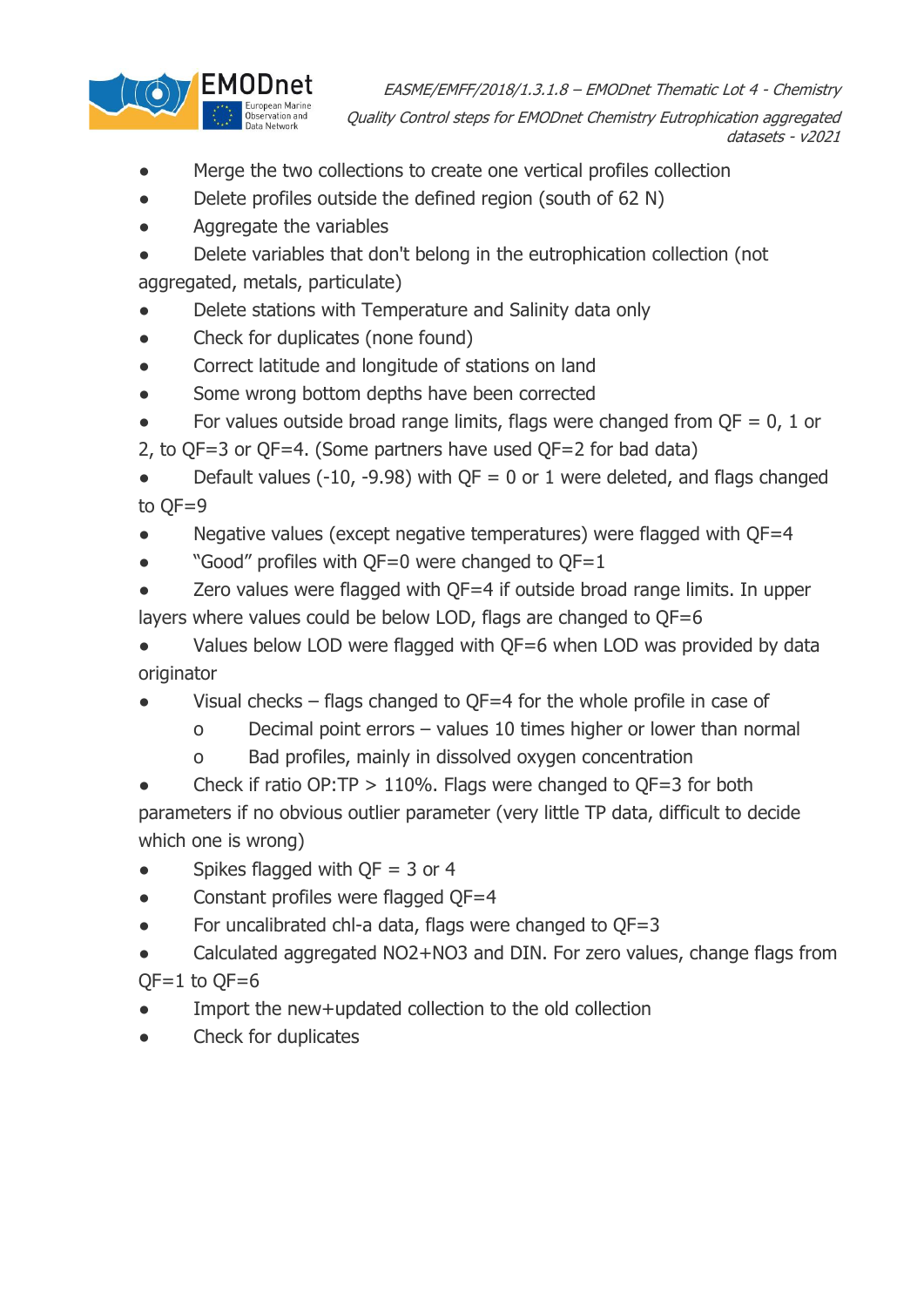- Merge the two collections to create one vertical profiles collection
- Delete profiles outside the defined region (south of 62 N)
- Aggregate the variables
- Delete variables that don't belong in the eutrophication collection (not aggregated, metals, particulate)
- Delete stations with Temperature and Salinity data only
- Check for duplicates (none found)
- Correct latitude and longitude of stations on land
- Some wrong bottom depths have been corrected
- For values outside broad range limits, flags were changed from QF = 0, 1 or 2, to QF=3 or QF=4. (Some partners have used QF=2 for bad data)
- Default values (-10, -9.98) with QF = 0 or 1 were deleted, and flags changed to QF=9
- Negative values (except negative temperatures) were flagged with QF=4
- "Good" profiles with QF=0 were changed to QF=1
- Zero values were flagged with QF=4 if outside broad range limits. In upper layers where values could be below LOD, flags are changed to QF=6
- Values below LOD were flagged with QF=6 when LOD was provided by data originator
- Visual checks – flags changed to QF=4 for the whole profile in case of
  - Decimal point errors – values 10 times higher or lower than normal
  - Bad profiles, mainly in dissolved oxygen concentration
- Check if ratio OP:TP > 110%. Flags were changed to QF=3 for both parameters if no obvious outlier parameter (very little TP data, difficult to decide which one is wrong)
- Spikes flagged with QF = 3 or 4
- Constant profiles were flagged QF=4
- For uncalibrated chl-a data, flags were changed to QF=3
- Calculated aggregated NO2+NO3 and DIN. For zero values, change flags from QF=1 to QF=6
- Import the new+updated collection to the old collection
- Check for duplicates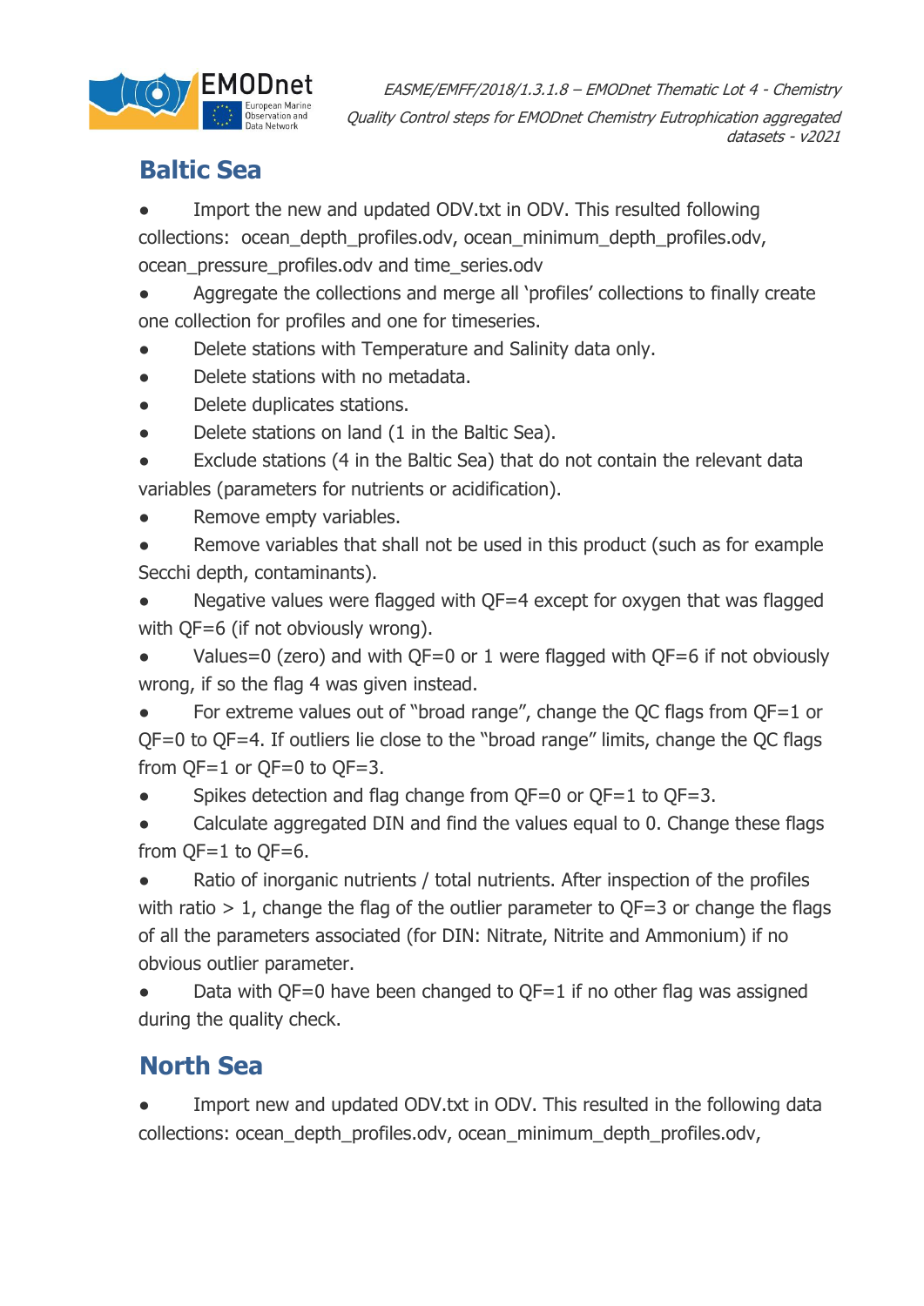## Baltic Sea

- Import the new and updated ODV.txt in ODV. This resulted following collections: ocean_depth_profiles.odv, ocean_minimum_depth_profiles.odv, ocean_pressure_profiles.odv and time_series.odv
- Aggregate the collections and merge all 'profiles' collections to finally create one collection for profiles and one for timeseries.
- Delete stations with Temperature and Salinity data only.
- Delete stations with no metadata.
- Delete duplicates stations.
- Delete stations on land (1 in the Baltic Sea).
- Exclude stations (4 in the Baltic Sea) that do not contain the relevant data variables (parameters for nutrients or acidification).
- Remove empty variables.
- Remove variables that shall not be used in this product (such as for example Secchi depth, contaminants).
- Negative values were flagged with QF=4 except for oxygen that was flagged with QF=6 (if not obviously wrong).
- Values=0 (zero) and with QF=0 or 1 were flagged with QF=6 if not obviously wrong, if so the flag 4 was given instead.
- For extreme values out of "broad range", change the QC flags from QF=1 or QF=0 to QF=4. If outliers lie close to the "broad range" limits, change the QC flags from QF=1 or QF=0 to QF=3.
- Spikes detection and flag change from QF=0 or QF=1 to QF=3.
- Calculate aggregated DIN and find the values equal to 0. Change these flags from QF=1 to QF=6.
- Ratio of inorganic nutrients / total nutrients. After inspection of the profiles with ratio > 1, change the flag of the outlier parameter to QF=3 or change the flags of all the parameters associated (for DIN: Nitrate, Nitrite and Ammonium) if no obvious outlier parameter.
- Data with QF=0 have been changed to QF=1 if no other flag was assigned during the quality check.

## North Sea

- Import new and updated ODV.txt in ODV. This resulted in the following data collections: ocean_depth_profiles.odv, ocean_minimum_depth_profiles.odv,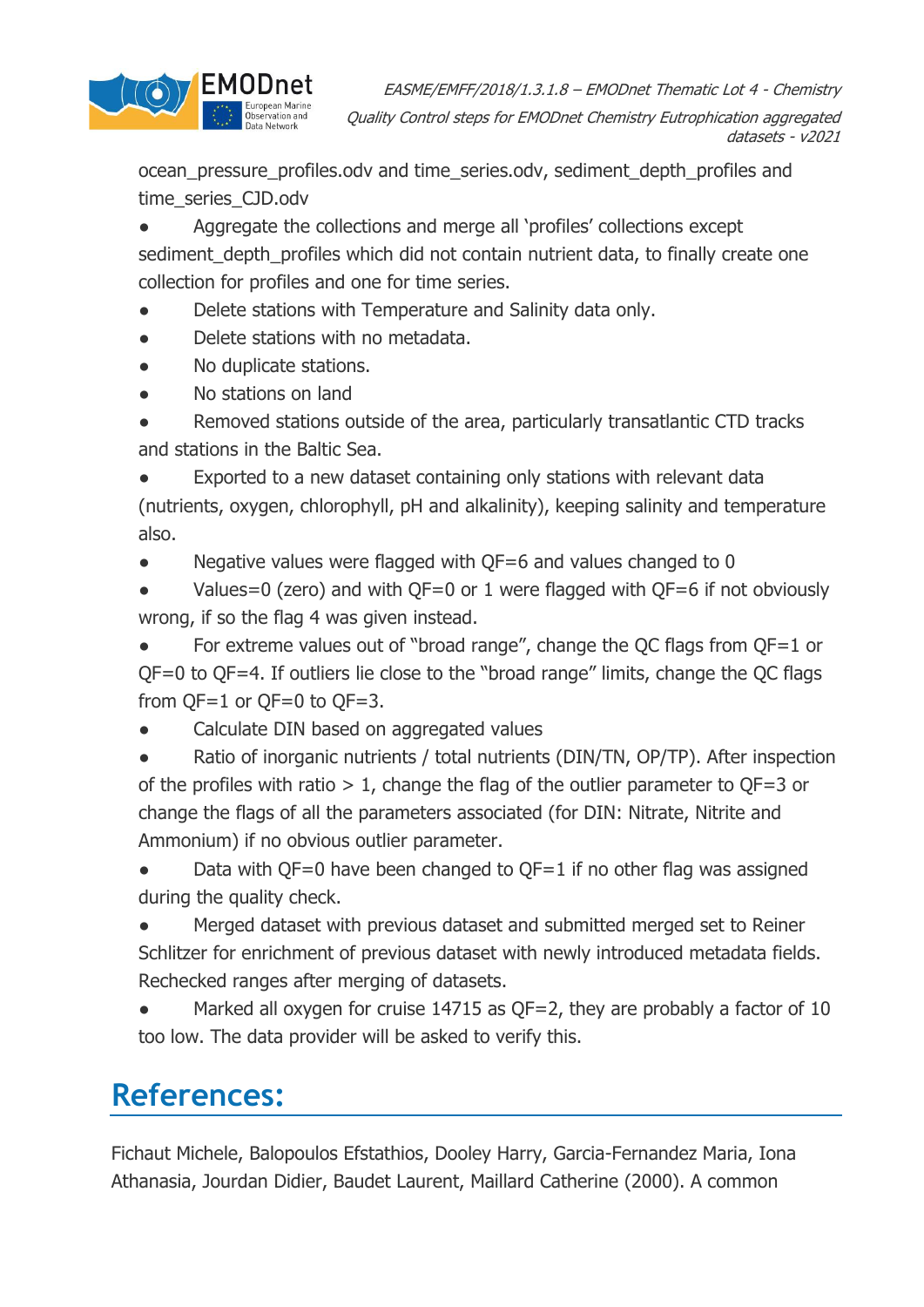ocean_pressure_profiles.odv and time_series.odv, sediment_depth_profiles and time_series_CJD.odv

- Aggregate the collections and merge all 'profiles' collections except sediment_depth_profiles which did not contain nutrient data, to finally create one collection for profiles and one for time series.
- Delete stations with Temperature and Salinity data only.
- Delete stations with no metadata.
- No duplicate stations.
- No stations on land
- Removed stations outside of the area, particularly transatlantic CTD tracks and stations in the Baltic Sea.
- Exported to a new dataset containing only stations with relevant data (nutrients, oxygen, chlorophyll, pH and alkalinity), keeping salinity and temperature also.
- Negative values were flagged with QF=6 and values changed to 0
- Values=0 (zero) and with QF=0 or 1 were flagged with QF=6 if not obviously wrong, if so the flag 4 was given instead.
- For extreme values out of "broad range", change the QC flags from QF=1 or QF=0 to QF=4. If outliers lie close to the "broad range" limits, change the QC flags from QF=1 or QF=0 to QF=3.
- Calculate DIN based on aggregated values
- Ratio of inorganic nutrients / total nutrients (DIN/TN, OP/TP). After inspection of the profiles with ratio > 1, change the flag of the outlier parameter to QF=3 or change the flags of all the parameters associated (for DIN: Nitrate, Nitrite and Ammonium) if no obvious outlier parameter.
- Data with QF=0 have been changed to QF=1 if no other flag was assigned during the quality check.
- Merged dataset with previous dataset and submitted merged set to Reiner Schlitzer for enrichment of previous dataset with newly introduced metadata fields. Rechecked ranges after merging of datasets.
- Marked all oxygen for cruise 14715 as QF=2, they are probably a factor of 10 too low. The data provider will be asked to verify this.

# References:

Fichaut Michele, Balopoulos Efstathios, Dooley Harry, Garcia-Fernandez Maria, Iona Athanasia, Jourdan Didier, Baudet Laurent, Maillard Catherine (2000). A common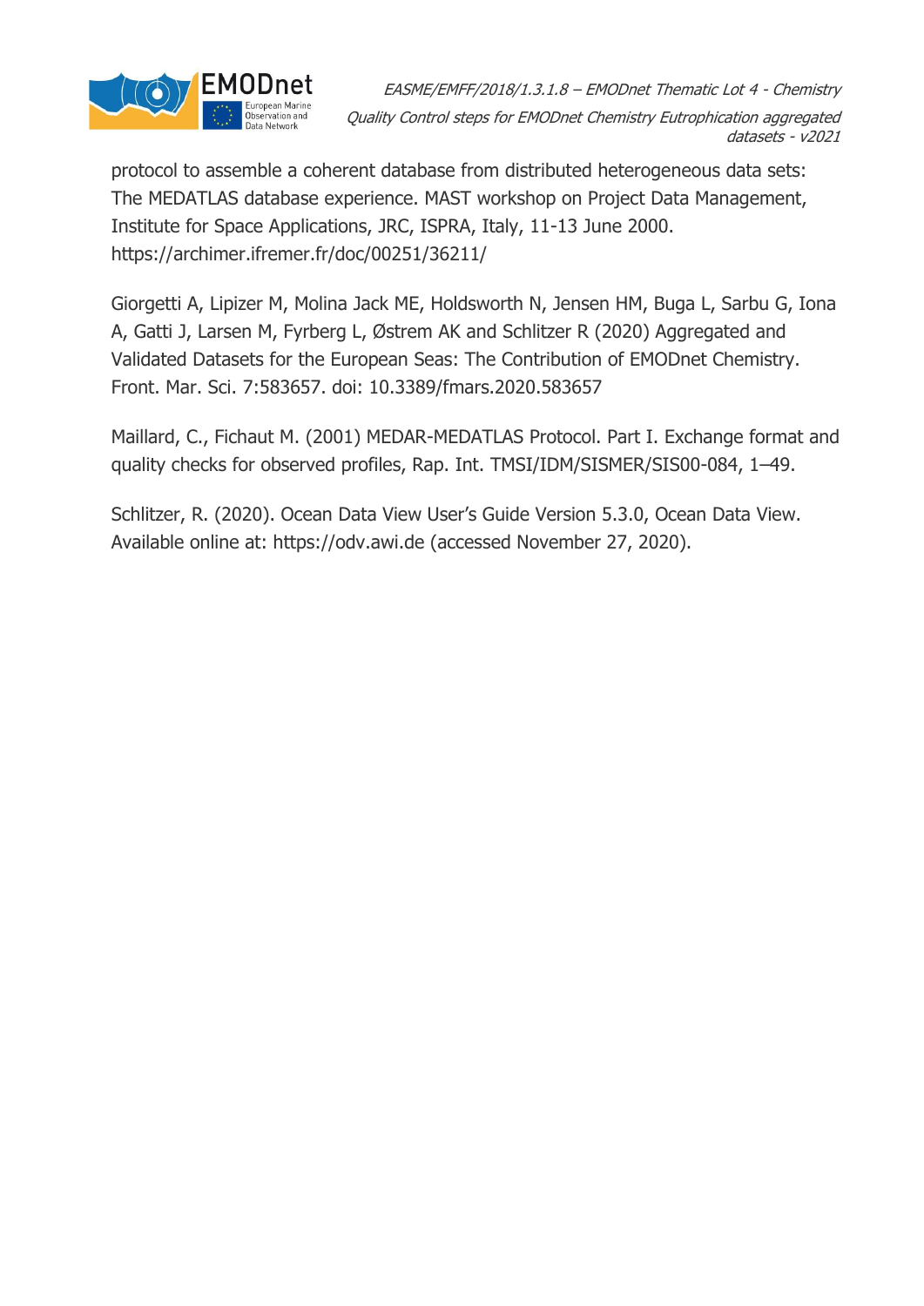protocol to assemble a coherent database from distributed heterogeneous data sets: The MEDATLAS database experience. MAST workshop on Project Data Management, Institute for Space Applications, JRC, ISPRA, Italy, 11-13 June 2000. https://archimer.ifremer.fr/doc/00251/36211/

Giorgetti A, Lipizer M, Molina Jack ME, Holdsworth N, Jensen HM, Buga L, Sarbu G, Iona A, Gatti J, Larsen M, Fyrberg L, Østrem AK and Schlitzer R (2020) Aggregated and Validated Datasets for the European Seas: The Contribution of EMODnet Chemistry. Front. Mar. Sci. 7:583657. doi: 10.3389/fmars.2020.583657

Maillard, C., Fichaut M. (2001) MEDAR-MEDATLAS Protocol. Part I. Exchange format and quality checks for observed profiles, Rap. Int. TMSI/IDM/SISMER/SIS00-084, 1–49.

Schlitzer, R. (2020). Ocean Data View User's Guide Version 5.3.0, Ocean Data View. Available online at: https://odv.awi.de (accessed November 27, 2020).